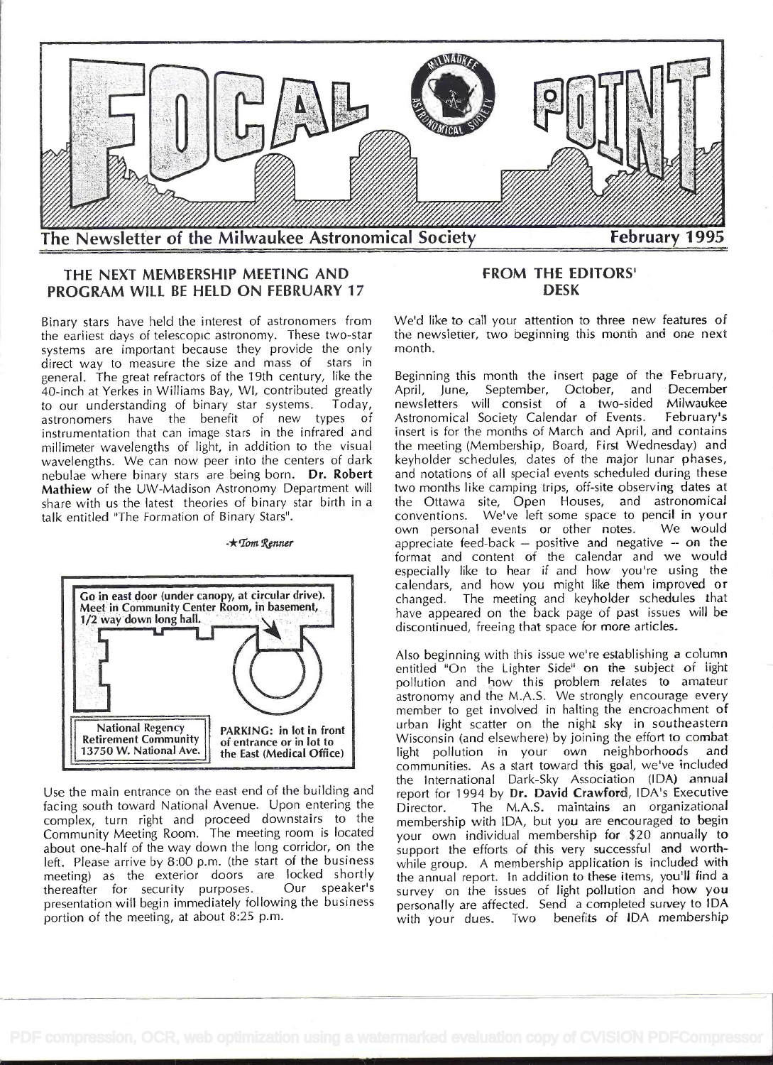# FOCAL POINT

**The Newsletter of the Milwaukee Astronomical Society** — **February 1995**

## THE NEXT MEMBERSHIP MEETING AND PROGRAM WILL BE HELD ON FEBRUARY 17

Binary stars have held the interest of astronomers from the earliest days of telescopic astronomy. These two-star systems are important because they provide the only direct way to measure the size and mass of stars in general. The great refractors of the 19th century, like the 40-inch at Yerkes in Williams Bay, WI, contributed greatly to our understanding of binary star systems. Today, astronomers have the benefit of new types of instrumentation that can image stars in the infrared and millimeter wavelengths of light, in addition to the visual wavelengths. We can now peer into the centers of dark nebulae where binary stars are being born. **Dr. Robert Mathiew** of the UW-Madison Astronomy Department will share with us the latest theories of binary star birth in a talk entitled "The Formation of Binary Stars".

*-★Tom Renner*

Go in east door (under canopy, at circular drive). Meet in Community Center Room, in basement, 1/2 way down long hall.

National Regency Retirement Community 13750 W. National Ave.

PARKING: in lot in front of entrance or in lot to the East (Medical Office)

Use the main entrance on the east end of the building and facing south toward National Avenue. Upon entering the complex, turn right and proceed downstairs to the Community Meeting Room. The meeting room is located about one-half of the way down the long corridor, on the left. Please arrive by 8:00 p.m. (the start of the business meeting) as the exterior doors are locked shortly thereafter for security purposes. Our speaker's presentation will begin immediately following the business portion of the meeting, at about 8:25 p.m.

## FROM THE EDITORS' DESK

We'd like to call your attention to three new features of the newsletter, two beginning this month and one next month.

Beginning this month the insert page of the February, April, June, September, October, and December newsletters will consist of a two-sided Milwaukee Astronomical Society Calendar of Events. February's insert is for the months of March and April, and contains the meeting (Membership, Board, First Wednesday) and keyholder schedules, dates of the major lunar phases, and notations of all special events scheduled during these two months like camping trips, off-site observing dates at the Ottawa site, Open Houses, and astronomical conventions. We've left some space to pencil in your own personal events or other notes. We would appreciate feed-back -- positive and negative -- on the format and content of the calendar and we would especially like to hear if and how you're using the calendars, and how you might like them improved or changed. The meeting and keyholder schedules that have appeared on the back page of past issues will be discontinued, freeing that space for more articles.

Also beginning with this issue we're establishing a column entitled "On the Lighter Side" on the subject of light pollution and how this problem relates to amateur astronomy and the M.A.S. We strongly encourage every member to get involved in halting the encroachment of urban light scatter on the night sky in southeastern Wisconsin (and elsewhere) by joining the effort to combat light pollution in your own neighborhoods and communities. As a start toward this goal, we've included the International Dark-Sky Association (IDA) annual report for 1994 by **Dr. David Crawford**, IDA's Executive Director. The M.A.S. maintains an organizational membership with IDA, but you are encouraged to begin your own individual membership for $20 annually to support the efforts of this very successful and worthwhile group. A membership application is included with the annual report. In addition to these items, you'll find a survey on the issues of light pollution and how you personally are affected. Send a completed survey to IDA with your dues. Two benefits of IDA membership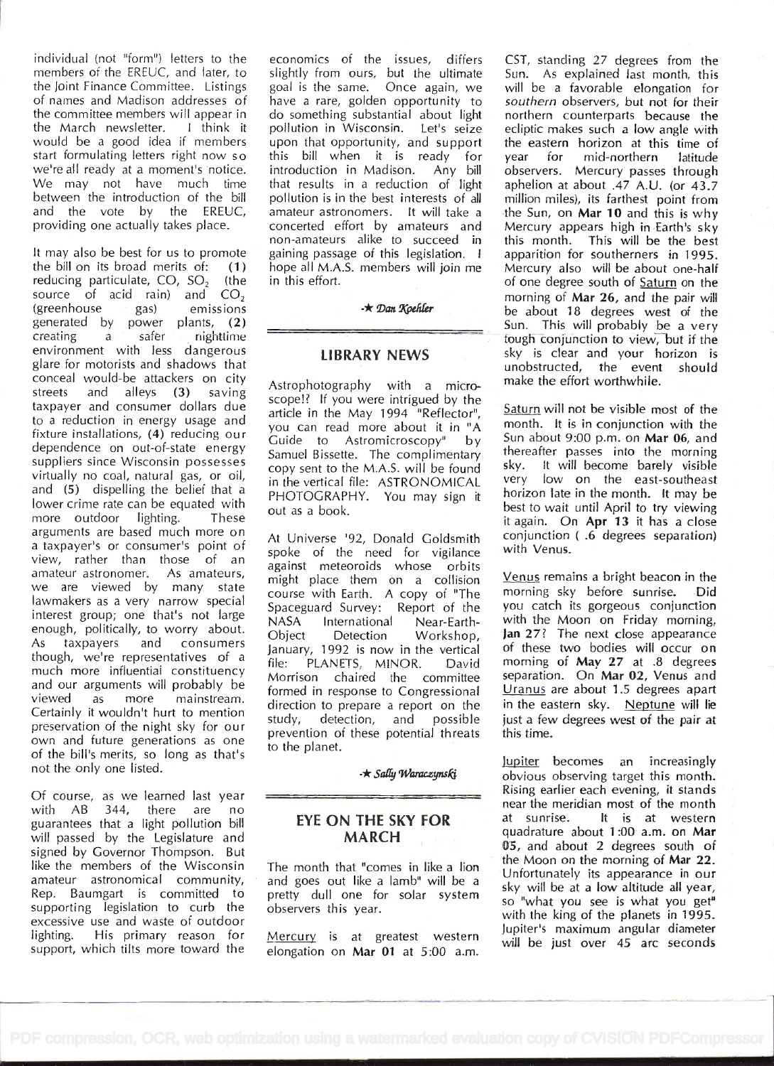individual (not "form") letters to the members of the EREUC, and later, to the Joint Finance Committee. Listings of names and Madison addresses of the committee members will appear in the March newsletter. I think it would be a good idea if members start formulating letters right now so we're all ready at a moment's notice. We may not have much time between the introduction of the bill and the vote by the EREUC, providing one actually takes place.

It may also be best for us to promote the bill on its broad merits of: **(1)** reducing particulate, CO, $SO_2$ (the source of acid rain) and $CO_2$ (greenhouse gas) emissions generated by power plants, **(2)** creating a safer nighttime environment with less dangerous glare for motorists and shadows that conceal would-be attackers on city streets and alleys **(3)** saving taxpayer and consumer dollars due to a reduction in energy usage and fixture installations, **(4)** reducing our dependence on out-of-state energy suppliers since Wisconsin possesses virtually no coal, natural gas, or oil, and **(5)** dispelling the belief that a lower crime rate can be equated with more outdoor lighting. These arguments are based much more on a taxpayer's or consumer's point of view, rather than those of an amateur astronomer. As amateurs, we are viewed by many state lawmakers as a very narrow special interest group; one that's not large enough, politically, to worry about. As taxpayers and consumers though, we're representatives of a much more influential constituency and our arguments will probably be viewed as more mainstream. Certainly it wouldn't hurt to mention preservation of the night sky for our own and future generations as one of the bill's merits, so long as that's not the only one listed.

Of course, as we learned last year with AB 344, there are no guarantees that a light pollution bill will passed by the Legislature and signed by Governor Thompson. But like the members of the Wisconsin amateur astronomical community, Rep. Baumgart is committed to supporting legislation to curb the excessive use and waste of outdoor lighting. His primary reason for support, which tilts more toward the economics of the issues, differs slightly from ours, but the ultimate goal is the same. Once again, we have a rare, golden opportunity to do something substantial about light pollution in Wisconsin. Let's seize upon that opportunity, and support this bill when it is ready for introduction in Madison. Any bill that results in a reduction of light pollution is in the best interests of all amateur astronomers. It will take a concerted effort by amateurs and non-amateurs alike to succeed in gaining passage of this legislation. I hope all M.A.S. members will join me in this effort.

-★ *Dan Koehler*

## LIBRARY NEWS

Astrophotography with a microscope!? If you were intrigued by the article in the May 1994 "Reflector", you can read more about it in "A Guide to Astromicroscopy" by Samuel Bissette. The complimentary copy sent to the M.A.S. will be found in the vertical file: ASTRONOMICAL PHOTOGRAPHY. You may sign it out as a book.

At Universe '92, Donald Goldsmith spoke of the need for vigilance against meteoroids whose orbits might place them on a collision course with Earth. A copy of "The Spaceguard Survey: Report of the NASA International Near-Earth-Object Detection Workshop, January, 1992 is now in the vertical file: PLANETS, MINOR. David Morrison chaired the committee formed in response to Congressional direction to prepare a report on the study, detection, and possible prevention of these potential threats to the planet.

-★ *Sally Waraczynski*

## EYE ON THE SKY FOR MARCH

The month that "comes in like a lion and goes out like a lamb" will be a pretty dull one for solar system observers this year.

Mercury is at greatest western elongation on **Mar 01** at 5:00 a.m. CST, standing 27 degrees from the Sun. As explained last month, this will be a favorable elongation for *southern* observers, but not for their northern counterparts because the ecliptic makes such a low angle with the eastern horizon at this time of year for mid-northern latitude observers. Mercury passes through aphelion at about .47 A.U. (or 43.7 million miles), its farthest point from the Sun, on **Mar 10** and this is why Mercury appears high in Earth's sky this month. This will be the best apparition for southerners in 1995. Mercury also will be about one-half of one degree south of Saturn on the morning of **Mar 26**, and the pair will be about 18 degrees west of the Sun. This will probably be a very tough conjunction to view, but if the sky is clear and your horizon is unobstructed, the event should make the effort worthwhile.

Saturn will not be visible most of the month. It is in conjunction with the Sun about 9:00 p.m. on **Mar 06**, and thereafter passes into the morning sky. It will become barely visible very low on the east-southeast horizon late in the month. It may be best to wait until April to try viewing it again. On **Apr 13** it has a close conjunction ( .6 degrees separation) with Venus.

Venus remains a bright beacon in the morning sky before sunrise. Did you catch its gorgeous conjunction with the Moon on Friday morning, **Jan 27**? The next close appearance of these two bodies will occur on morning of **May 27** at .8 degrees separation. On **Mar 02**, Venus and Uranus are about 1.5 degrees apart in the eastern sky. Neptune will lie just a few degrees west of the pair at this time.

Jupiter becomes an increasingly obvious observing target this month. Rising earlier each evening, it stands near the meridian most of the month at sunrise. It is at western quadrature about 1:00 a.m. on **Mar 05**, and about 2 degrees south of the Moon on the morning of **Mar 22**. Unfortunately its appearance in our sky will be at a low altitude all year, so "what you see is what you get" with the king of the planets in 1995. Jupiter's maximum angular diameter will be just over 45 arc seconds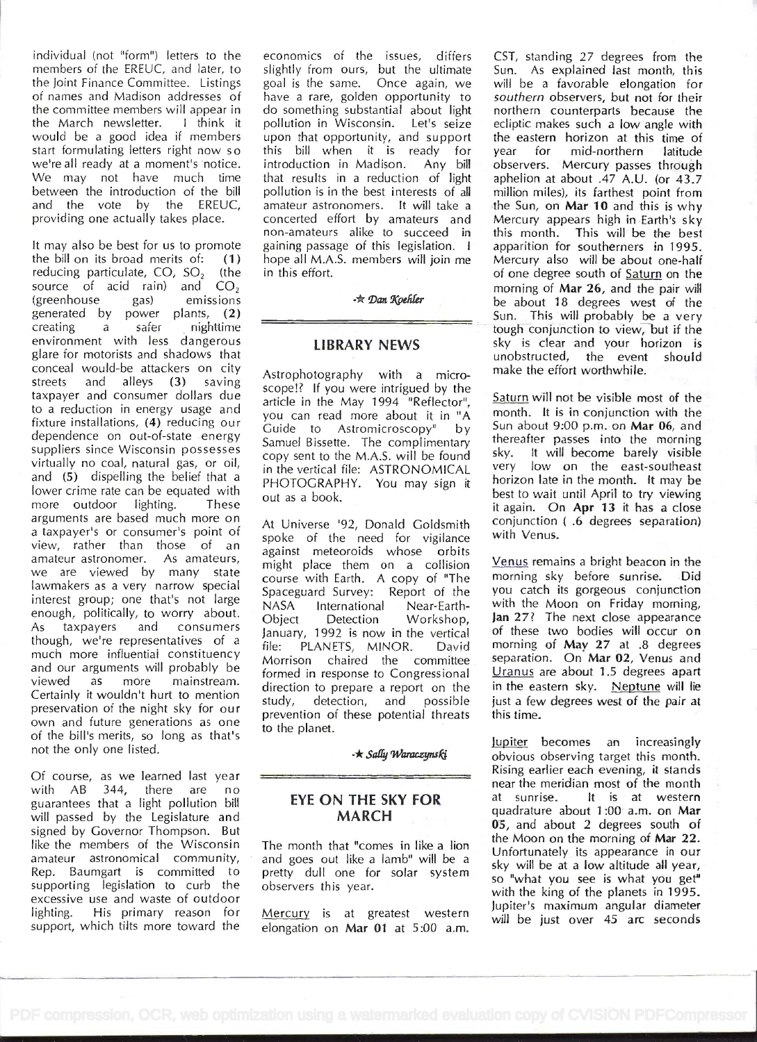individual (not "form") letters to the members of the EREUC, and later, to the Joint Finance Committee. Listings of names and Madison addresses of the committee members will appear in the March newsletter. I think it would be a good idea if members start formulating letters right now so we're all ready at a moment's notice. We may not have much time between the introduction of the bill and the vote by the EREUC, providing one actually takes place.

It may also be best for us to promote the bill on its broad merits of: **(1)** reducing particulate, CO, $SO_2$ (the source of acid rain) and $CO_2$ (greenhouse gas) emissions generated by power plants, **(2)** creating a safer nighttime environment with less dangerous glare for motorists and shadows that conceal would-be attackers on city streets and alleys **(3)** saving taxpayer and consumer dollars due to a reduction in energy usage and fixture installations, **(4)** reducing our dependence on out-of-state energy suppliers since Wisconsin possesses virtually no coal, natural gas, or oil, and **(5)** dispelling the belief that a lower crime rate can be equated with more outdoor lighting. These arguments are based much more on a taxpayer's or consumer's point of view, rather than those of an amateur astronomer. As amateurs, we are viewed by many state lawmakers as a very narrow special interest group; one that's not large enough, politically, to worry about. As taxpayers and consumers though, we're representatives of a much more influential constituency and our arguments will probably be viewed as more mainstream. Certainly it wouldn't hurt to mention preservation of the night sky for our own and future generations as one of the bill's merits, so long as that's not the only one listed.

Of course, as we learned last year with AB 344, there are no guarantees that a light pollution bill will passed by the Legislature and signed by Governor Thompson. But like the members of the Wisconsin amateur astronomical community, Rep. Baumgart is committed to supporting legislation to curb the excessive use and waste of outdoor lighting. His primary reason for support, which tilts more toward the economics of the issues, differs slightly from ours, but the ultimate goal is the same. Once again, we have a rare, golden opportunity to do something substantial about light pollution in Wisconsin. Let's seize upon that opportunity, and support this bill when it is ready for introduction in Madison. Any bill that results in a reduction of light pollution is in the best interests of all amateur astronomers. It will take a concerted effort by amateurs and non-amateurs alike to succeed in gaining passage of this legislation. I hope all M.A.S. members will join me in this effort.

-★ *Dan Koehler*

## LIBRARY NEWS

Astrophotography with a microscope!? If you were intrigued by the article in the May 1994 "Reflector", you can read more about it in "A Guide to Astromicroscopy" by Samuel Bissette. The complimentary copy sent to the M.A.S. will be found in the vertical file: ASTRONOMICAL PHOTOGRAPHY. You may sign it out as a book.

At Universe '92, Donald Goldsmith spoke of the need for vigilance against meteoroids whose orbits might place them on a collision course with Earth. A copy of "The Spaceguard Survey: Report of the NASA International Near-Earth-Object Detection Workshop, January, 1992 is now in the vertical file: PLANETS, MINOR. David Morrison chaired the committee formed in response to Congressional direction to prepare a report on the study, detection, and possible prevention of these potential threats to the planet.

-★ *Sally Waraczynski*

## EYE ON THE SKY FOR MARCH

The month that "comes in like a lion and goes out like a lamb" will be a pretty dull one for solar system observers this year.

Mercury is at greatest western elongation on **Mar 01** at 5:00 a.m. CST, standing 27 degrees from the Sun. As explained last month, this will be a favorable elongation for *southern* observers, but not for their northern counterparts because the ecliptic makes such a low angle with the eastern horizon at this time of year for mid-northern latitude observers. Mercury passes through aphelion at about .47 A.U. (or 43.7 million miles), its farthest point from the Sun, on **Mar 10** and this is why Mercury appears high in Earth's sky this month. This will be the best apparition for southerners in 1995. Mercury also will be about one-half of one degree south of Saturn on the morning of **Mar 26**, and the pair will be about 18 degrees west of the Sun. This will probably be a very tough conjunction to view, but if the sky is clear and your horizon is unobstructed, the event should make the effort worthwhile.

Saturn will not be visible most of the month. It is in conjunction with the Sun about 9:00 p.m. on **Mar 06**, and thereafter passes into the morning sky. It will become barely visible very low on the east-southeast horizon late in the month. It may be best to wait until April to try viewing it again. On **Apr 13** it has a close conjunction ( .6 degrees separation) with Venus.

Venus remains a bright beacon in the morning sky before sunrise. Did you catch its gorgeous conjunction with the Moon on Friday morning, **Jan 27**? The next close appearance of these two bodies will occur on morning of **May 27** at .8 degrees separation. On **Mar 02**, Venus and Uranus are about 1.5 degrees apart in the eastern sky. Neptune will lie just a few degrees west of the pair at this time.

Jupiter becomes an increasingly obvious observing target this month. Rising earlier each evening, it stands near the meridian most of the month at sunrise. It is at western quadrature about 1:00 a.m. on **Mar 05**, and about 2 degrees south of the Moon on the morning of **Mar 22**. Unfortunately its appearance in our sky will be at a low altitude all year, so "what you see is what you get" with the king of the planets in 1995. Jupiter's maximum angular diameter will be just over 45 arc seconds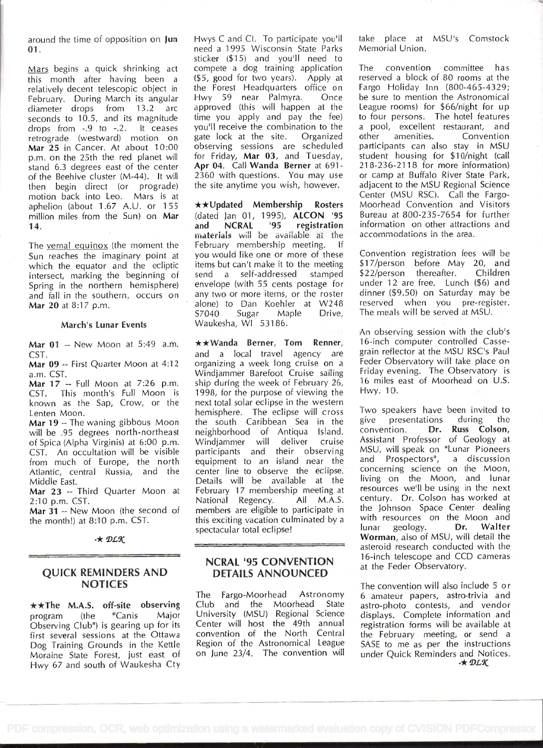around the time of opposition on **Jun 01**.

Mars begins a quick shrinking act this month after having been a relatively decent telescopic object in February. During March its angular diameter drops from 13.2 arc seconds to 10.5, and its magnitude drops from -.9 to -.2. It ceases retrograde (westward) motion on **Mar 25** in Cancer. At about 10:00 p.m. on the 25th the red planet will stand 6.3 degrees east of the center of the Beehive cluster (M-44). It will then begin direct (or prograde) motion back into Leo. Mars is at aphelion (about 1.67 A.U. or 155 million miles from the Sun) on **Mar 14**.

The vernal equinox (the moment the Sun reaches the imaginary point at which the equator and the ecliptic intersect, marking the beginning of Spring in the northern hemisphere) and fall in the southern, occurs on **Mar 20** at 8:17 p.m.

#### March's Lunar Events

**Mar 01** -- New Moon at 5:49 a.m. CST.

**Mar 09** -- First Quarter Moon at 4:12 a.m. CST.

**Mar 17** -- Full Moon at 7:26 p.m. CST. This month's Full Moon is known as the Sap, Crow, or the Lenten Moon.

**Mar 19** -- The waning gibbous Moon will be .95 degrees north-northeast of Spica (Alpha Virginis) at 6:00 p.m. CST. An occultation will be visible from much of Europe, the north Atlantic, central Russia, and the Middle East.

**Mar 23** -- Third Quarter Moon at 2:10 p.m. CST.

**Mar 31** -- New Moon (the second of the month!) at 8:10 p.m. CST.

-★ *DLK*

## QUICK REMINDERS AND NOTICES

★★**The M.A.S. off-site observing** program (the "Canis Major Observing Club") is gearing up for its first several sessions at the Ottawa Dog Training Grounds in the Kettle Moraine State Forest, just east of Hwy 67 and south of Waukesha Cty Hwys C and CI. To participate you'll need a 1995 Wisconsin State Parks sticker ($15) and you'll need to compete a dog training application ($5, good for two years). Apply at the Forest Headquarters office on Hwy 59 near Palmyra. Once approved (this will happen at the time you apply and pay the fee) you'll receive the combination to the gate lock at the site. Organized observing sessions are scheduled for Friday, **Mar 03**, and Tuesday, **Apr 04**. Call **Wanda Berner** at 691-2360 with questions. You may use the site anytime you wish, however.

★★**Updated Membership Rosters** (dated Jan 01, 1995), **ALCON '95 and NCRAL '95 registration** materials will be available at the February membership meeting. If you would like one or more of these items but can't make it to the meeting send a self-addressed stamped envelope (with 55 cents postage for any two or more items, or the roster alone) to Dan Koehler at W248 S7040 Sugar Maple Drive, Waukesha, WI 53186.

★★**Wanda Berner**, **Tom Renner**, and a local travel agency are organizing a week long cruise on a Windjammer Barefoot Cruise sailing ship during the week of February 26, 1998, for the purpose of viewing the next total solar eclipse in the western hemisphere. The eclipse will cross the south Caribbean Sea in the neighborhood of Antiqua Island. Windjammer will deliver cruise participants and their observing equipment to an island near the center line to observe the eclipse. Details will be available at the February 17 membership meeting at National Regency. All M.A.S. members are eligible to participate in this exciting vacation culminated by a spectacular total eclipse!

## NCRAL '95 CONVENTION DETAILS ANNOUNCED

The Fargo-Moorhead Astronomy Club and the Moorhead State University (MSU) Regional Science Center will host the 49th annual convention of the North Central Region of the Astronomical League on June 23/4. The convention will take place at MSU's Comstock Memorial Union.

The convention committee has reserved a block of 80 rooms at the Fargo Holiday Inn (800-465-4329; be sure to mention the Astronomical League rooms) for $66/night for up to four persons. The hotel features a pool, excellent restaurant, and other amenities. Convention participants can also stay in MSU student housing for $10/night (call 218-236-2118 for more information) or camp at Buffalo River State Park, adjacent to the MSU Regional Science Center (MSU RSC). Call the Fargo-Moorhead Convention and Visitors Bureau at 800-235-7654 for further information on other attractions and accommodations in the area.

Convention registration fees will be $17/person before May 20, and $22/person thereafter. Children under 12 are free. Lunch ($6) and dinner ($9.50) on Saturday may be reserved when you pre-register. The meals will be served at MSU.

An observing session with the club's 16-inch computer controlled Cassegrain reflector at the MSU RSC's Paul Feder Observatory will take place on Friday evening. The Observatory is 16 miles east of Moorhead on U.S. Hwy. 10.

Two speakers have been invited to give presentations during the convention. **Dr. Russ Colson**, Assistant Professor of Geology at MSU, will speak on "Lunar Pioneers and Prospectors", a discussion concerning science on the Moon, living on the Moon, and lunar resources we'll be using in the next century. Dr. Colson has worked at the Johnson Space Center dealing with resources on the Moon and lunar geology. **Dr. Walter Worman**, also of MSU, will detail the asteroid research conducted with the 16-inch telescope and CCD cameras at the Feder Observatory.

The convention will also include 5 or 6 amateur papers, astro-trivia and astro-photo contests, and vendor displays. Complete information and registration forms will be available at the February meeting, or send a SASE to me as per the instructions under Quick Reminders and Notices.

-★ *DLK*